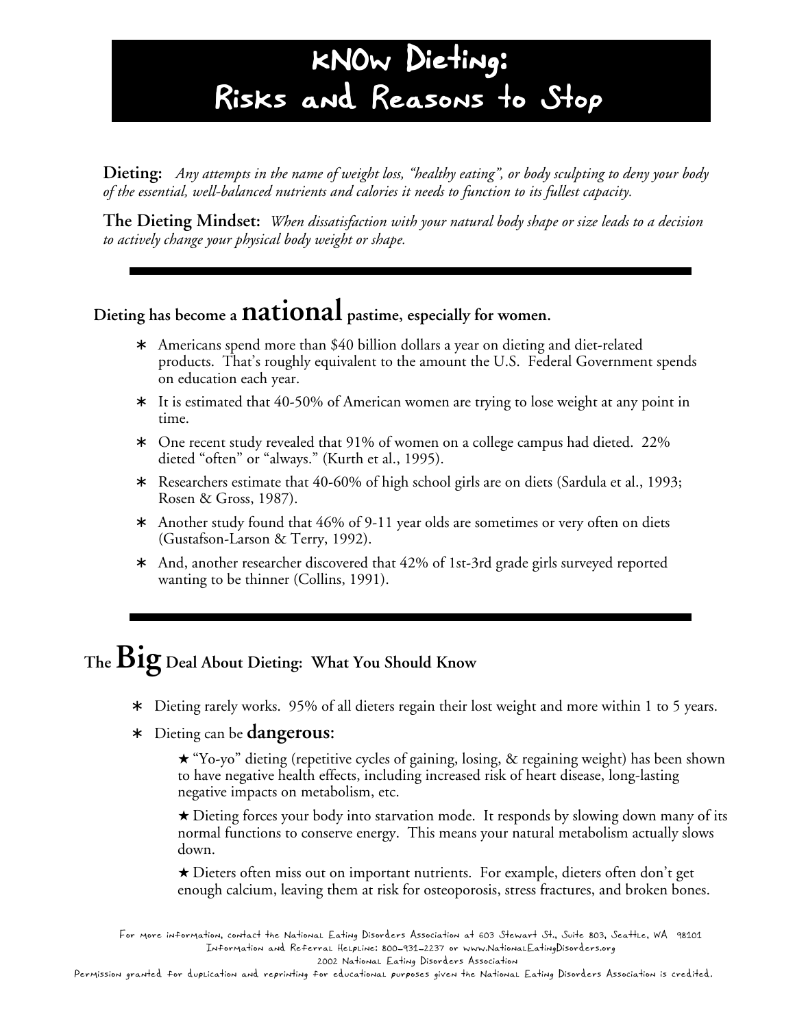# KNOW Dieting: Risks and Reasons to Stop

**Dieting:** *Any attempts in the name of weight loss, "healthy eating", or body sculpting to deny your body of the essential, well-balanced nutrients and calories it needs to function to its fullest capacity.*

**The Dieting Mindset:** *When dissatisfaction with your natural body shape or size leads to a decision to actively change your physical body weight or shape.*

---

## Dieting has become a **national** pastime, especially for women.

- Americans spend more than $40 billion dollars a year on dieting and diet-related products. That's roughly equivalent to the amount the U.S. Federal Government spends on education each year.
- It is estimated that 40-50% of American women are trying to lose weight at any point in time.
- One recent study revealed that 91% of women on a college campus had dieted. 22% dieted "often" or "always." (Kurth et al., 1995).
- Researchers estimate that 40-60% of high school girls are on diets (Sardula et al., 1993; Rosen & Gross, 1987).
- Another study found that 46% of 9-11 year olds are sometimes or very often on diets (Gustafson-Larson & Terry, 1992).
- And, another researcher discovered that 42% of 1st-3rd grade girls surveyed reported wanting to be thinner (Collins, 1991).

---

## The **Big** Deal About Dieting: What You Should Know

- Dieting rarely works. 95% of all dieters regain their lost weight and more within 1 to 5 years.
- Dieting can be **dangerous**:

  ★ "Yo-yo" dieting (repetitive cycles of gaining, losing, & regaining weight) has been shown to have negative health effects, including increased risk of heart disease, long-lasting negative impacts on metabolism, etc.

  ★ Dieting forces your body into starvation mode. It responds by slowing down many of its normal functions to conserve energy. This means your natural metabolism actually slows down.

  ★ Dieters often miss out on important nutrients. For example, dieters often don't get enough calcium, leaving them at risk for osteoporosis, stress fractures, and broken bones.

For more information, contact the National Eating Disorders Association at 603 Stewart St., Suite 803, Seattle, WA 98101
Information and Referral Helpline: 800-931-2237 or www.NationalEatingDisorders.org
2002 National Eating Disorders Association
Permission granted for duplication and reprinting for educational purposes given the National Eating Disorders Association is credited.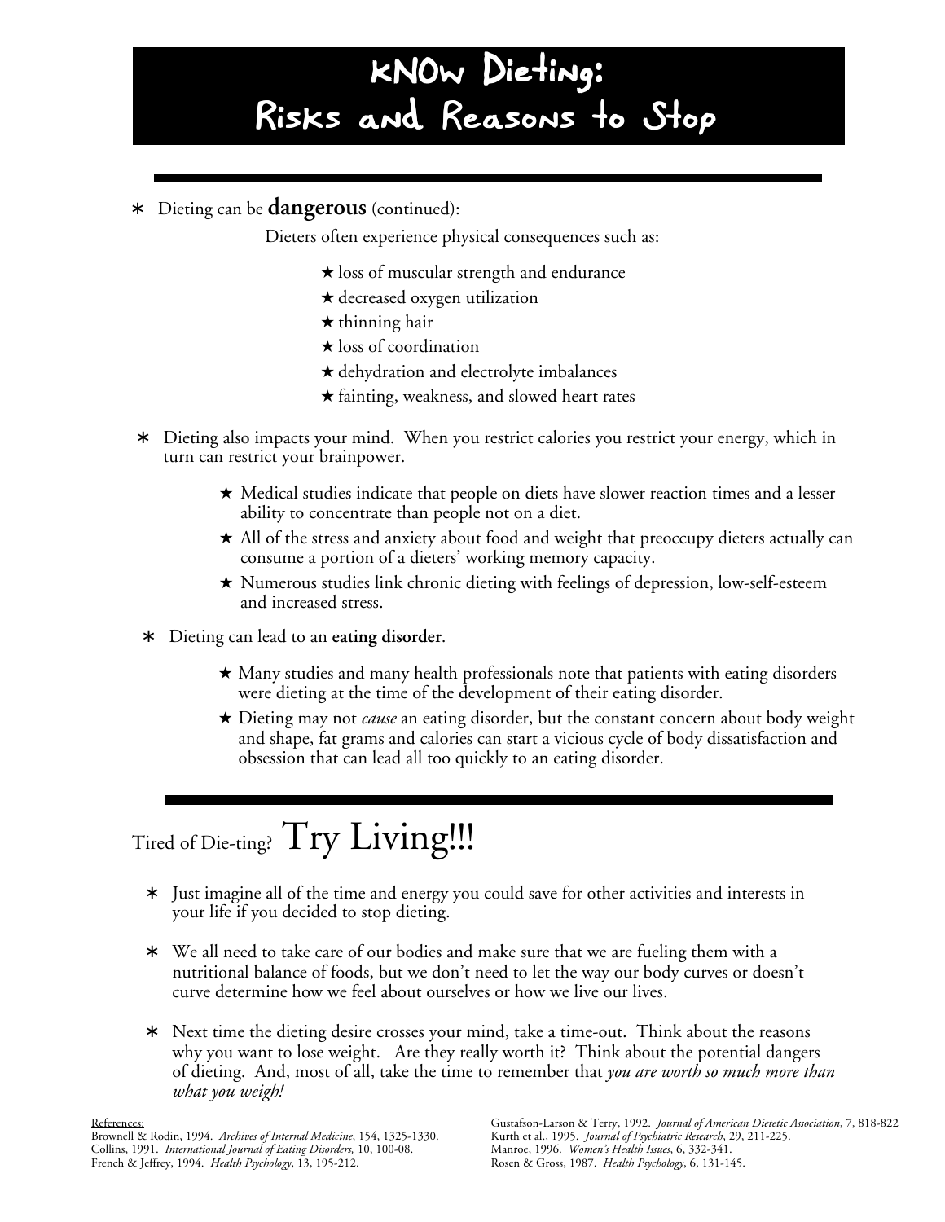# KNOW Dieting: Risks and Reasons to Stop

---

- Dieting can be **dangerous** (continued):

  Dieters often experience physical consequences such as:

  - loss of muscular strength and endurance
  - decreased oxygen utilization
  - thinning hair
  - loss of coordination
  - dehydration and electrolyte imbalances
  - fainting, weakness, and slowed heart rates

- Dieting also impacts your mind. When you restrict calories you restrict your energy, which in turn can restrict your brainpower.

  - Medical studies indicate that people on diets have slower reaction times and a lesser ability to concentrate than people not on a diet.
  - All of the stress and anxiety about food and weight that preoccupy dieters actually can consume a portion of a dieters' working memory capacity.
  - Numerous studies link chronic dieting with feelings of depression, low-self-esteem and increased stress.

- Dieting can lead to an **eating disorder**.

  - Many studies and many health professionals note that patients with eating disorders were dieting at the time of the development of their eating disorder.
  - Dieting may not *cause* an eating disorder, but the constant concern about body weight and shape, fat grams and calories can start a vicious cycle of body dissatisfaction and obsession that can lead all too quickly to an eating disorder.

---

## Tired of Die-ting? Try Living!!!

- Just imagine all of the time and energy you could save for other activities and interests in your life if you decided to stop dieting.

- We all need to take care of our bodies and make sure that we are fueling them with a nutritional balance of foods, but we don't need to let the way our body curves or doesn't curve determine how we feel about ourselves or how we live our lives.

- Next time the dieting desire crosses your mind, take a time-out. Think about the reasons why you want to lose weight. Are they really worth it? Think about the potential dangers of dieting. And, most of all, take the time to remember that *you are worth so much more than what you weigh!*

References:

Brownell & Rodin, 1994. *Archives of Internal Medicine*, 154, 1325-1330.
Collins, 1991. *International Journal of Eating Disorders,* 10, 100-08.
French & Jeffrey, 1994. *Health Psychology*, 13, 195-212.
Gustafson-Larson & Terry, 1992. *Journal of American Dietetic Association*, 7, 818-822
Kurth et al., 1995. *Journal of Psychiatric Research*, 29, 211-225.
Manroe, 1996. *Women's Health Issues*, 6, 332-341.
Rosen & Gross, 1987. *Health Psychology*, 6, 131-145.